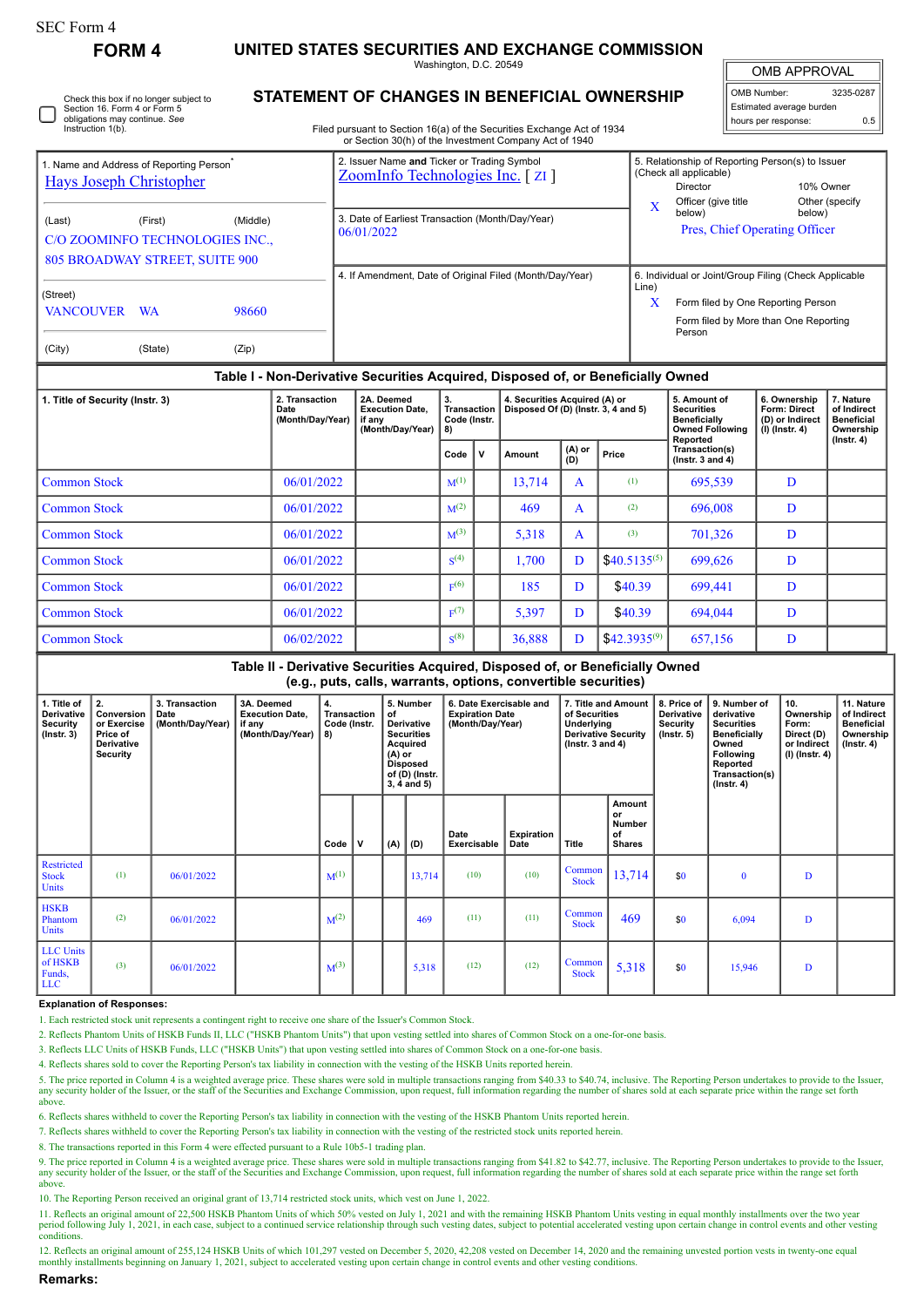SEC Form 4

# FORM 4

## UNITED STATES SECURITIES AND EXCHANGE COMMISSION

Washington, D.C. 20549

## STATEMENT OF CHANGES IN BENEFICIAL OWNERSHIP

Filed pursuant to Section 16(a) of the Securities Exchange Act of 1934 or Section 30(h) of the Investment Company Act of 1940

| OMB APPROVAL | |
|---|---|
| OMB Number: | 3235-0287 |
| Estimated average burden | |
| hours per response: | 0.5 |

☐ Check this box if no longer subject to Section 16. Form 4 or Form 5 obligations may continue. *See* Instruction 1(b).

| 1. Name and Address of Reporting Person* | 2. Issuer Name **and** Ticker or Trading Symbol | 5. Relationship of Reporting Person(s) to Issuer (Check all applicable) |
|---|---|---|
| Hays Joseph Christopher | ZoomInfo Technologies Inc. [ ZI ] | Director / 10% Owner |
| (Last) (First) (Middle) | 3. Date of Earliest Transaction (Month/Day/Year) | X Officer (give title below) / Other (specify below) |
| C/O ZOOMINFO TECHNOLOGIES INC., 805 BROADWAY STREET, SUITE 900 | 06/01/2022 | Pres, Chief Operating Officer |
| (Street) | 4. If Amendment, Date of Original Filed (Month/Day/Year) | 6. Individual or Joint/Group Filing (Check Applicable Line) |
| VANCOUVER WA 98660 | | X Form filed by One Reporting Person |
| (City) (State) (Zip) | | Form filed by More than One Reporting Person |

### Table I - Non-Derivative Securities Acquired, Disposed of, or Beneficially Owned

| 1. Title of Security (Instr. 3) | 2. Transaction Date (Month/Day/Year) | 2A. Deemed Execution Date, if any (Month/Day/Year) | 3. Transaction Code (Instr. 8) | | 4. Securities Acquired (A) or Disposed Of (D) (Instr. 3, 4 and 5) | | | 5. Amount of Securities Beneficially Owned Following Reported Transaction(s) (Instr. 3 and 4) | 6. Ownership Form: Direct (D) or Indirect (I) (Instr. 4) | 7. Nature of Indirect Beneficial Ownership (Instr. 4) |
|---|---|---|---|---|---|---|---|---|---|---|
| | | | Code | V | Amount | (A) or (D) | Price | | | |
| Common Stock | 06/01/2022 | | M(1) | | 13,714 | A | (1) | 695,539 | D | |
| Common Stock | 06/01/2022 | | M(2) | | 469 | A | (2) | 696,008 | D | |
| Common Stock | 06/01/2022 | | M(3) | | 5,318 | A | (3) | 701,326 | D | |
| Common Stock | 06/01/2022 | | S(4) | | 1,700 | D | $40.5135(5) | 699,626 | D | |
| Common Stock | 06/01/2022 | | F(6) | | 185 | D | $40.39 | 699,441 | D | |
| Common Stock | 06/01/2022 | | F(7) | | 5,397 | D | $40.39 | 694,044 | D | |
| Common Stock | 06/02/2022 | | S(8) | | 36,888 | D | $42.3935(9) | 657,156 | D | |

### Table II - Derivative Securities Acquired, Disposed of, or Beneficially Owned (e.g., puts, calls, warrants, options, convertible securities)

| 1. Title of Derivative Security (Instr. 3) | 2. Conversion or Exercise Price of Derivative Security | 3. Transaction Date (Month/Day/Year) | 3A. Deemed Execution Date, if any (Month/Day/Year) | 4. Transaction Code (Instr. 8) | | 5. Number of Derivative Securities Acquired (A) or Disposed of (D) (Instr. 3, 4 and 5) | | 6. Date Exercisable and Expiration Date (Month/Day/Year) | | 7. Title and Amount of Underlying Derivative Security (Instr. 3 and 4) | | 8. Price of Derivative Security (Instr. 5) | 9. Number of derivative Securities Beneficially Owned Following Reported Transaction(s) (Instr. 4) | 10. Ownership Form: Direct (D) or Indirect (I) (Instr. 4) | 11. Nature of Indirect Beneficial Ownership (Instr. 4) |
|---|---|---|---|---|---|---|---|---|---|---|---|---|---|---|---|
| | | | | Code | V | (A) | (D) | Date Exercisable | Expiration Date | Title | Amount or Number of Shares | | | | |
| Restricted Stock Units | (1) | 06/01/2022 | | M(1) | | | 13,714 | (10) | (10) | Common Stock | 13,714 | $0 | 0 | D | |
| HSKB Phantom Units | (2) | 06/01/2022 | | M(2) | | | 469 | (11) | (11) | Common Stock | 469 | $0 | 6,094 | D | |
| LLC Units of HSKB Funds, LLC | (3) | 06/01/2022 | | M(3) | | | 5,318 | (12) | (12) | Common Stock | 5,318 | $0 | 15,946 | D | |

**Explanation of Responses:**

1. Each restricted stock unit represents a contingent right to receive one share of the Issuer's Common Stock.
2. Reflects Phantom Units of HSKB Funds II, LLC ("HSKB Phantom Units") that upon vesting settled into shares of Common Stock on a one-for-one basis.
3. Reflects LLC Units of HSKB Funds, LLC ("HSKB Units") that upon vesting settled into shares of Common Stock on a one-for-one basis.
4. Reflects shares sold to cover the Reporting Person's tax liability in connection with the vesting of the HSKB Units reported herein.
5. The price reported in Column 4 is a weighted average price. These shares were sold in multiple transactions ranging from $40.33 to $40.74, inclusive. The Reporting Person undertakes to provide to the Issuer, any security holder of the Issuer, or the staff of the Securities and Exchange Commission, upon request, full information regarding the number of shares sold at each separate price within the range set forth above.
6. Reflects shares withheld to cover the Reporting Person's tax liability in connection with the vesting of the HSKB Phantom Units reported herein.
7. Reflects shares withheld to cover the Reporting Person's tax liability in connection with the vesting of the restricted stock units reported herein.
8. The transactions reported in this Form 4 were effected pursuant to a Rule 10b5-1 trading plan.
9. The price reported in Column 4 is a weighted average price. These shares were sold in multiple transactions ranging from $41.82 to $42.77, inclusive. The Reporting Person undertakes to provide to the Issuer, any security holder of the Issuer, or the staff of the Securities and Exchange Commission, upon request, full information regarding the number of shares sold at each separate price within the range set forth above.
10. The Reporting Person received an original grant of 13,714 restricted stock units, which vest on June 1, 2022.
11. Reflects an original amount of 22,500 HSKB Phantom Units of which 50% vested on July 1, 2021 and with the remaining HSKB Phantom Units vesting in equal monthly installments over the two year period following July 1, 2021, in each case, subject to a continued service relationship through such vesting dates, subject to potential accelerated vesting upon certain change in control events and other vesting conditions.
12. Reflects an original amount of 255,124 HSKB Units of which 101,297 vested on December 5, 2020, 42,208 vested on December 14, 2020 and the remaining unvested portion vests in twenty-one equal monthly installments beginning on January 1, 2021, subject to accelerated vesting upon certain change in control events and other vesting conditions.

**Remarks:**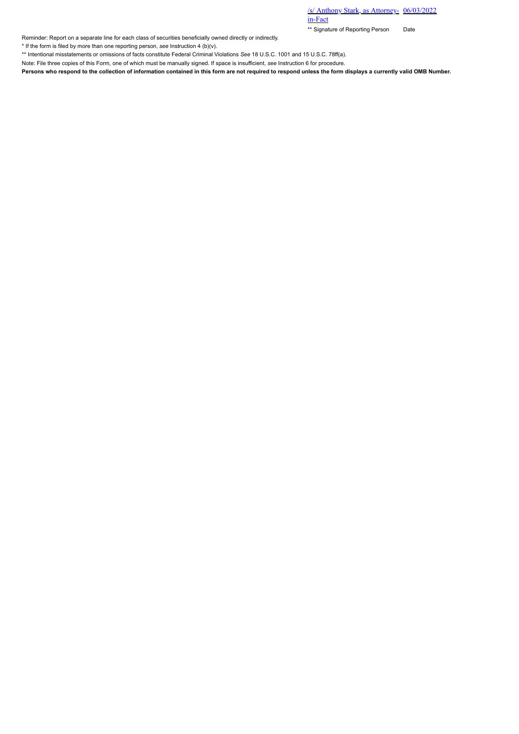| | |
|---|---|
| /s/ Anthony Stark, as Attorney-in-Fact | 06/03/2022 |
| ** Signature of Reporting Person | Date |

Reminder: Report on a separate line for each class of securities beneficially owned directly or indirectly.

* If the form is filed by more than one reporting person, *see* Instruction 4 (b)(v).

** Intentional misstatements or omissions of facts constitute Federal Criminal Violations *See* 18 U.S.C. 1001 and 15 U.S.C. 78ff(a).

Note: File three copies of this Form, one of which must be manually signed. If space is insufficient, *see* Instruction 6 for procedure.

**Persons who respond to the collection of information contained in this form are not required to respond unless the form displays a currently valid OMB Number.**